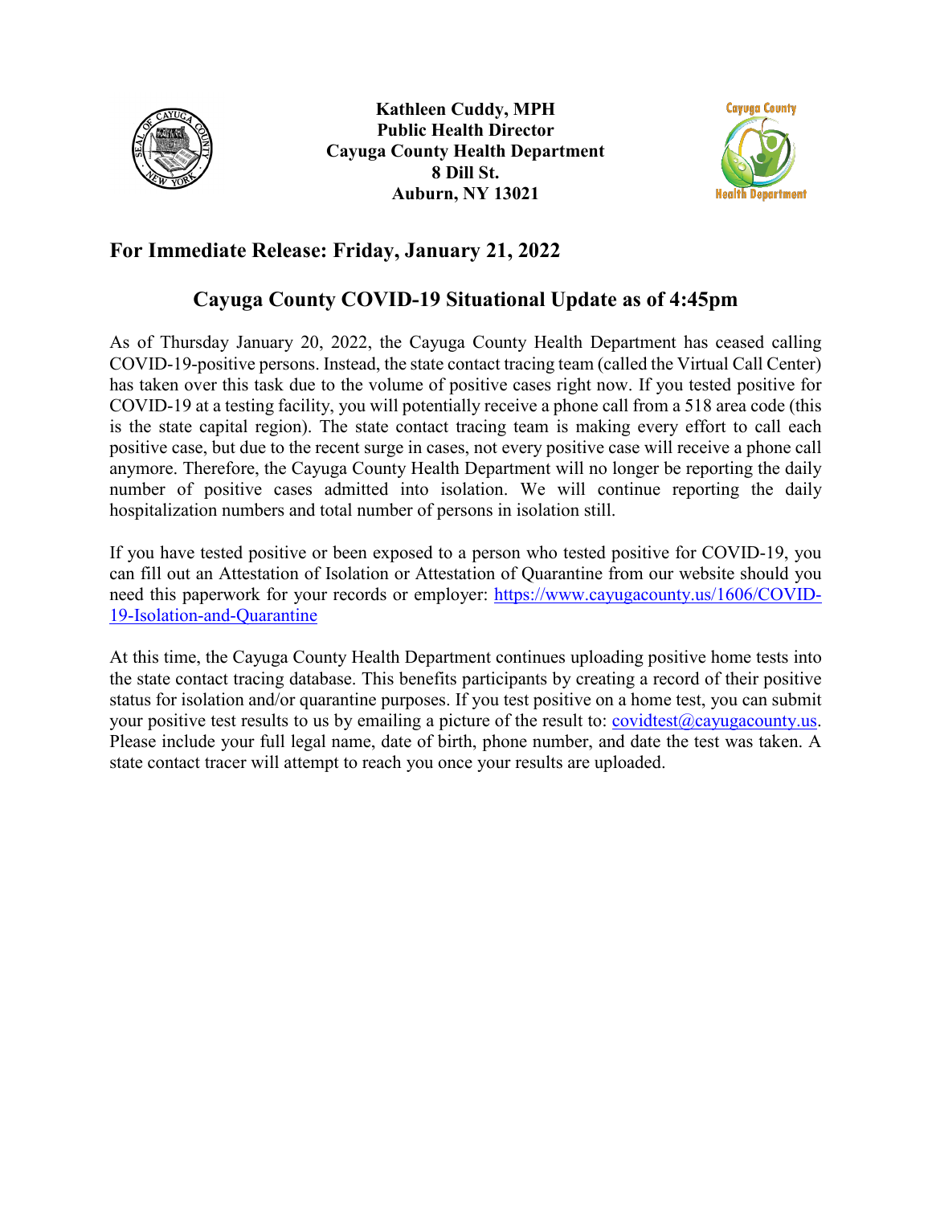**Kathleen Cuddy, MPH**
**Public Health Director**
**Cayuga County Health Department**
**8 Dill St.**
**Auburn, NY 13021**

## For Immediate Release: Friday, January 21, 2022

## Cayuga County COVID-19 Situational Update as of 4:45pm

As of Thursday January 20, 2022, the Cayuga County Health Department has ceased calling COVID-19-positive persons. Instead, the state contact tracing team (called the Virtual Call Center) has taken over this task due to the volume of positive cases right now. If you tested positive for COVID-19 at a testing facility, you will potentially receive a phone call from a 518 area code (this is the state capital region). The state contact tracing team is making every effort to call each positive case, but due to the recent surge in cases, not every positive case will receive a phone call anymore. Therefore, the Cayuga County Health Department will no longer be reporting the daily number of positive cases admitted into isolation. We will continue reporting the daily hospitalization numbers and total number of persons in isolation still.

If you have tested positive or been exposed to a person who tested positive for COVID-19, you can fill out an Attestation of Isolation or Attestation of Quarantine from our website should you need this paperwork for your records or employer: https://www.cayugacounty.us/1606/COVID-19-Isolation-and-Quarantine

At this time, the Cayuga County Health Department continues uploading positive home tests into the state contact tracing database. This benefits participants by creating a record of their positive status for isolation and/or quarantine purposes. If you test positive on a home test, you can submit your positive test results to us by emailing a picture of the result to: covidtest@cayugacounty.us. Please include your full legal name, date of birth, phone number, and date the test was taken. A state contact tracer will attempt to reach you once your results are uploaded.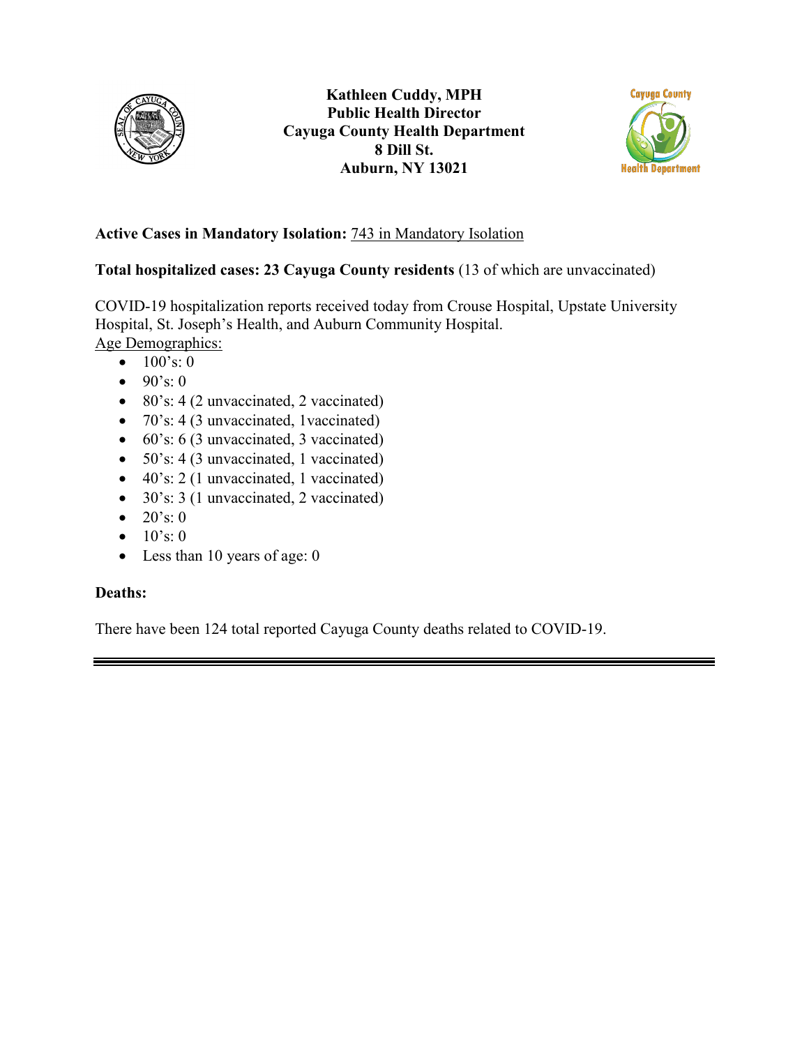**Kathleen Cuddy, MPH**
**Public Health Director**
**Cayuga County Health Department**
**8 Dill St.**
**Auburn, NY 13021**

**Active Cases in Mandatory Isolation:** 743 in Mandatory Isolation

**Total hospitalized cases: 23 Cayuga County residents** (13 of which are unvaccinated)

COVID-19 hospitalization reports received today from Crouse Hospital, Upstate University Hospital, St. Joseph's Health, and Auburn Community Hospital.

Age Demographics:

- 100's: 0
- 90's: 0
- 80's: 4 (2 unvaccinated, 2 vaccinated)
- 70's: 4 (3 unvaccinated, 1vaccinated)
- 60's: 6 (3 unvaccinated, 3 vaccinated)
- 50's: 4 (3 unvaccinated, 1 vaccinated)
- 40's: 2 (1 unvaccinated, 1 vaccinated)
- 30's: 3 (1 unvaccinated, 2 vaccinated)
- 20's: 0
- 10's: 0
- Less than 10 years of age: 0

**Deaths:**

There have been 124 total reported Cayuga County deaths related to COVID-19.